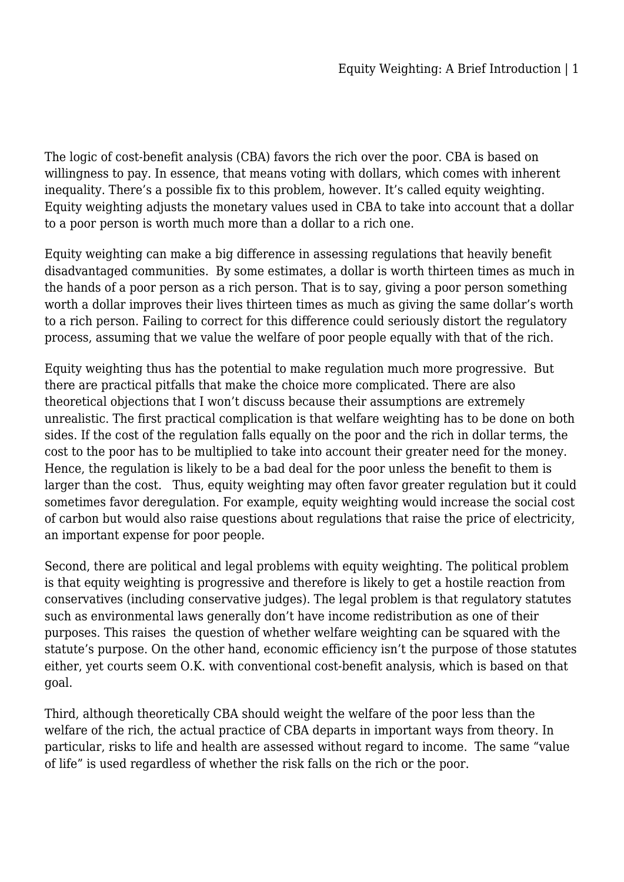The logic of cost-benefit analysis (CBA) favors the rich over the poor. CBA is based on willingness to pay. In essence, that means voting with dollars, which comes with inherent inequality. There's a possible fix to this problem, however. It's called equity weighting. Equity weighting adjusts the monetary values used in CBA to take into account that a dollar to a poor person is worth much more than a dollar to a rich one.

Equity weighting can make a big difference in assessing regulations that heavily benefit disadvantaged communities. By some estimates, a dollar is worth thirteen times as much in the hands of a poor person as a rich person. That is to say, giving a poor person something worth a dollar improves their lives thirteen times as much as giving the same dollar's worth to a rich person. Failing to correct for this difference could seriously distort the regulatory process, assuming that we value the welfare of poor people equally with that of the rich.

Equity weighting thus has the potential to make regulation much more progressive. But there are practical pitfalls that make the choice more complicated. There are also theoretical objections that I won't discuss because their assumptions are extremely unrealistic. The first practical complication is that welfare weighting has to be done on both sides. If the cost of the regulation falls equally on the poor and the rich in dollar terms, the cost to the poor has to be multiplied to take into account their greater need for the money. Hence, the regulation is likely to be a bad deal for the poor unless the benefit to them is larger than the cost. Thus, equity weighting may often favor greater regulation but it could sometimes favor deregulation. For example, equity weighting would increase the social cost of carbon but would also raise questions about regulations that raise the price of electricity, an important expense for poor people.

Second, there are political and legal problems with equity weighting. The political problem is that equity weighting is progressive and therefore is likely to get a hostile reaction from conservatives (including conservative judges). The legal problem is that regulatory statutes such as environmental laws generally don't have income redistribution as one of their purposes. This raises the question of whether welfare weighting can be squared with the statute's purpose. On the other hand, economic efficiency isn't the purpose of those statutes either, yet courts seem O.K. with conventional cost-benefit analysis, which is based on that goal.

Third, although theoretically CBA should weight the welfare of the poor less than the welfare of the rich, the actual practice of CBA departs in important ways from theory. In particular, risks to life and health are assessed without regard to income. The same "value of life" is used regardless of whether the risk falls on the rich or the poor.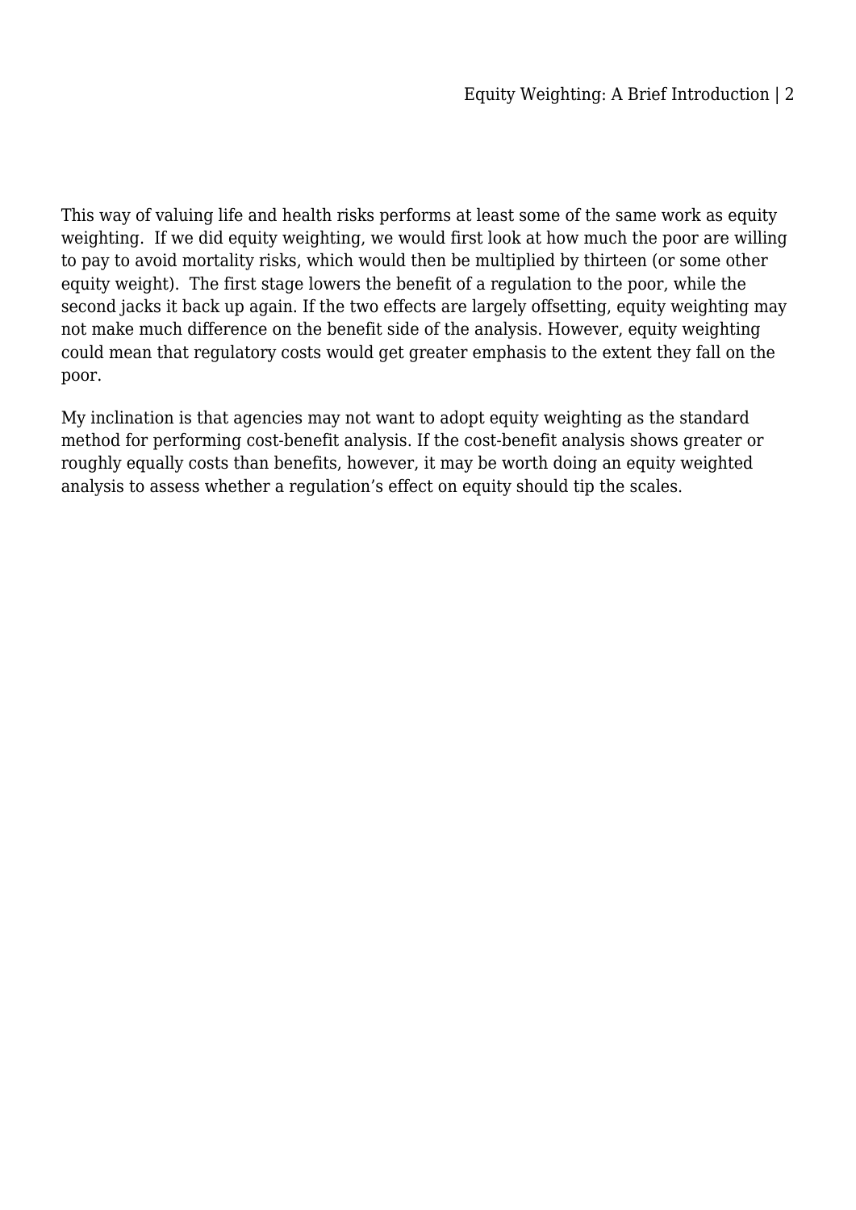This way of valuing life and health risks performs at least some of the same work as equity weighting. If we did equity weighting, we would first look at how much the poor are willing to pay to avoid mortality risks, which would then be multiplied by thirteen (or some other equity weight). The first stage lowers the benefit of a regulation to the poor, while the second jacks it back up again. If the two effects are largely offsetting, equity weighting may not make much difference on the benefit side of the analysis. However, equity weighting could mean that regulatory costs would get greater emphasis to the extent they fall on the poor.

My inclination is that agencies may not want to adopt equity weighting as the standard method for performing cost-benefit analysis. If the cost-benefit analysis shows greater or roughly equally costs than benefits, however, it may be worth doing an equity weighted analysis to assess whether a regulation's effect on equity should tip the scales.